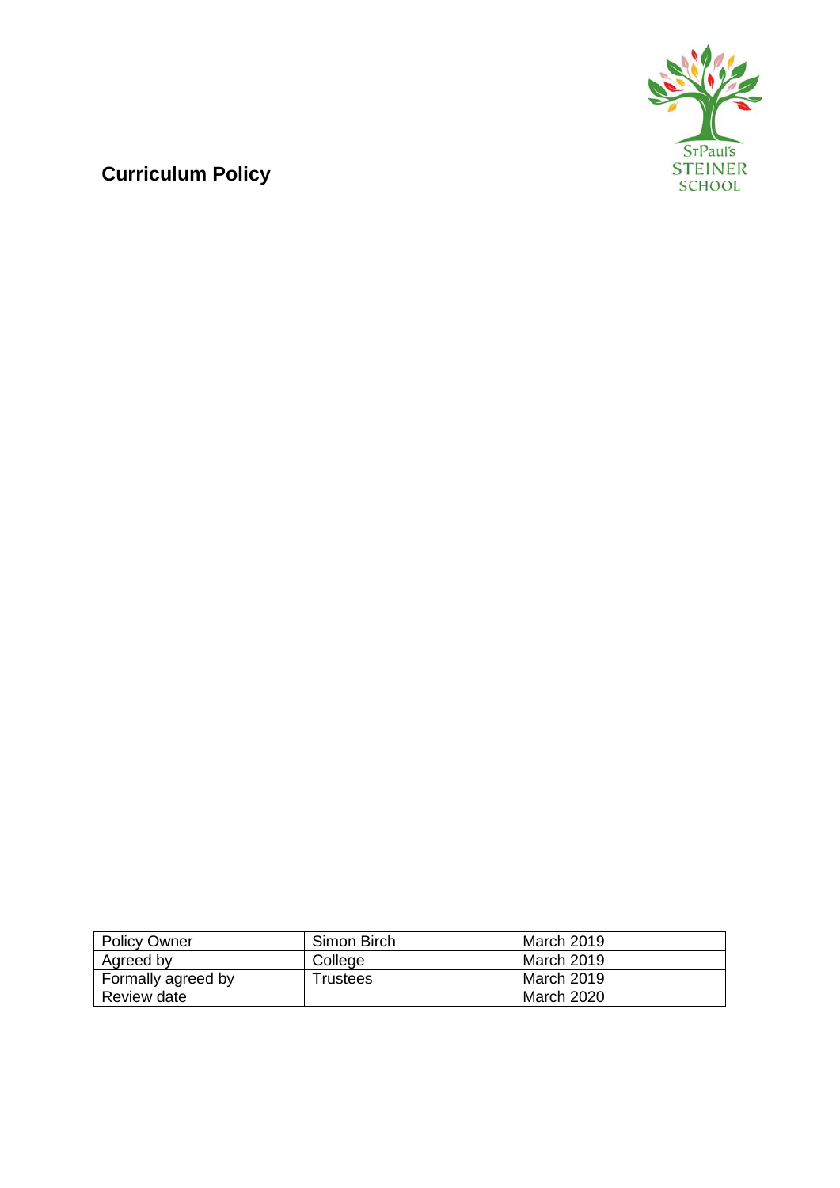St Paul's STEINER SCHOOL

# Curriculum Policy

| Policy Owner | Simon Birch | March 2019 |
|---|---|---|
| Agreed by | College | March 2019 |
| Formally agreed by | Trustees | March 2019 |
| Review date | | March 2020 |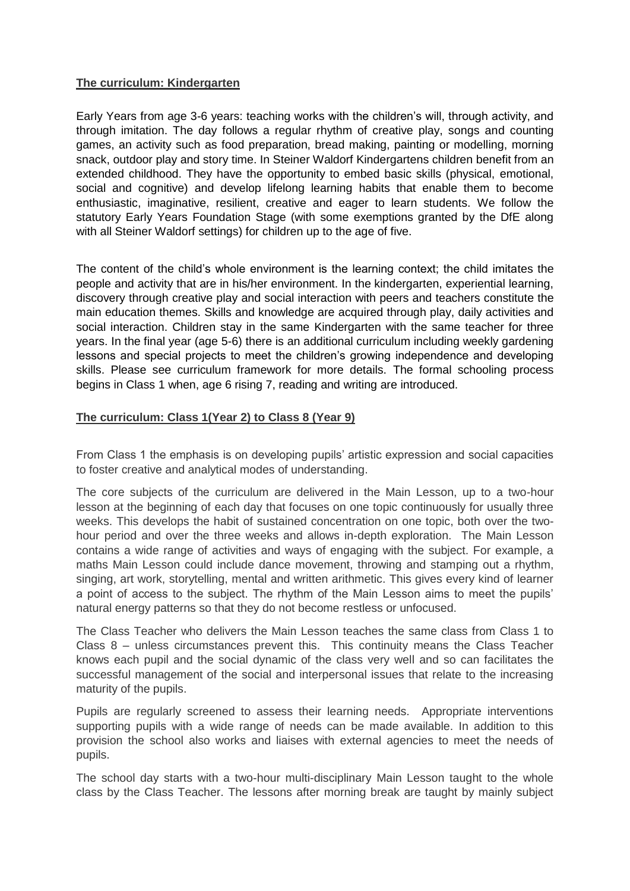## The curriculum: Kindergarten

Early Years from age 3-6 years: teaching works with the children's will, through activity, and through imitation. The day follows a regular rhythm of creative play, songs and counting games, an activity such as food preparation, bread making, painting or modelling, morning snack, outdoor play and story time. In Steiner Waldorf Kindergartens children benefit from an extended childhood. They have the opportunity to embed basic skills (physical, emotional, social and cognitive) and develop lifelong learning habits that enable them to become enthusiastic, imaginative, resilient, creative and eager to learn students. We follow the statutory Early Years Foundation Stage (with some exemptions granted by the DfE along with all Steiner Waldorf settings) for children up to the age of five.

The content of the child's whole environment is the learning context; the child imitates the people and activity that are in his/her environment. In the kindergarten, experiential learning, discovery through creative play and social interaction with peers and teachers constitute the main education themes. Skills and knowledge are acquired through play, daily activities and social interaction. Children stay in the same Kindergarten with the same teacher for three years. In the final year (age 5-6) there is an additional curriculum including weekly gardening lessons and special projects to meet the children's growing independence and developing skills. Please see curriculum framework for more details. The formal schooling process begins in Class 1 when, age 6 rising 7, reading and writing are introduced.

## The curriculum: Class 1(Year 2) to Class 8 (Year 9)

From Class 1 the emphasis is on developing pupils' artistic expression and social capacities to foster creative and analytical modes of understanding.

The core subjects of the curriculum are delivered in the Main Lesson, up to a two-hour lesson at the beginning of each day that focuses on one topic continuously for usually three weeks. This develops the habit of sustained concentration on one topic, both over the two-hour period and over the three weeks and allows in-depth exploration. The Main Lesson contains a wide range of activities and ways of engaging with the subject. For example, a maths Main Lesson could include dance movement, throwing and stamping out a rhythm, singing, art work, storytelling, mental and written arithmetic. This gives every kind of learner a point of access to the subject. The rhythm of the Main Lesson aims to meet the pupils' natural energy patterns so that they do not become restless or unfocused.

The Class Teacher who delivers the Main Lesson teaches the same class from Class 1 to Class 8 – unless circumstances prevent this. This continuity means the Class Teacher knows each pupil and the social dynamic of the class very well and so can facilitates the successful management of the social and interpersonal issues that relate to the increasing maturity of the pupils.

Pupils are regularly screened to assess their learning needs. Appropriate interventions supporting pupils with a wide range of needs can be made available. In addition to this provision the school also works and liaises with external agencies to meet the needs of pupils.

The school day starts with a two-hour multi-disciplinary Main Lesson taught to the whole class by the Class Teacher. The lessons after morning break are taught by mainly subject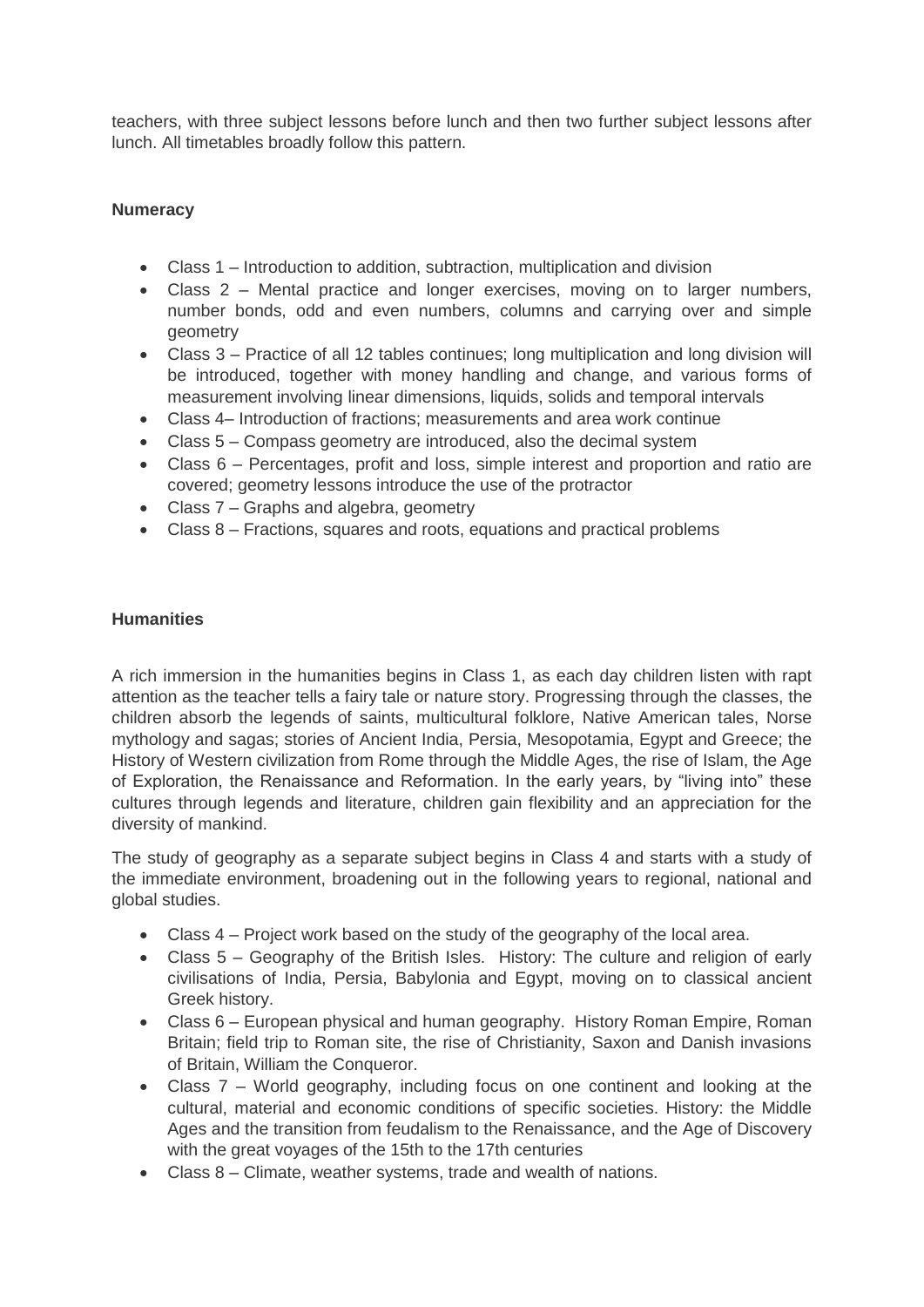teachers, with three subject lessons before lunch and then two further subject lessons after lunch. All timetables broadly follow this pattern.

**Numeracy**

- Class 1 – Introduction to addition, subtraction, multiplication and division
- Class 2 – Mental practice and longer exercises, moving on to larger numbers, number bonds, odd and even numbers, columns and carrying over and simple geometry
- Class 3 – Practice of all 12 tables continues; long multiplication and long division will be introduced, together with money handling and change, and various forms of measurement involving linear dimensions, liquids, solids and temporal intervals
- Class 4– Introduction of fractions; measurements and area work continue
- Class 5 – Compass geometry are introduced, also the decimal system
- Class 6 – Percentages, profit and loss, simple interest and proportion and ratio are covered; geometry lessons introduce the use of the protractor
- Class 7 – Graphs and algebra, geometry
- Class 8 – Fractions, squares and roots, equations and practical problems

**Humanities**

A rich immersion in the humanities begins in Class 1, as each day children listen with rapt attention as the teacher tells a fairy tale or nature story. Progressing through the classes, the children absorb the legends of saints, multicultural folklore, Native American tales, Norse mythology and sagas; stories of Ancient India, Persia, Mesopotamia, Egypt and Greece; the History of Western civilization from Rome through the Middle Ages, the rise of Islam, the Age of Exploration, the Renaissance and Reformation. In the early years, by "living into" these cultures through legends and literature, children gain flexibility and an appreciation for the diversity of mankind.

The study of geography as a separate subject begins in Class 4 and starts with a study of the immediate environment, broadening out in the following years to regional, national and global studies.

- Class 4 – Project work based on the study of the geography of the local area.
- Class 5 – Geography of the British Isles. History: The culture and religion of early civilisations of India, Persia, Babylonia and Egypt, moving on to classical ancient Greek history.
- Class 6 – European physical and human geography. History Roman Empire, Roman Britain; field trip to Roman site, the rise of Christianity, Saxon and Danish invasions of Britain, William the Conqueror.
- Class 7 – World geography, including focus on one continent and looking at the cultural, material and economic conditions of specific societies. History: the Middle Ages and the transition from feudalism to the Renaissance, and the Age of Discovery with the great voyages of the 15th to the 17th centuries
- Class 8 – Climate, weather systems, trade and wealth of nations.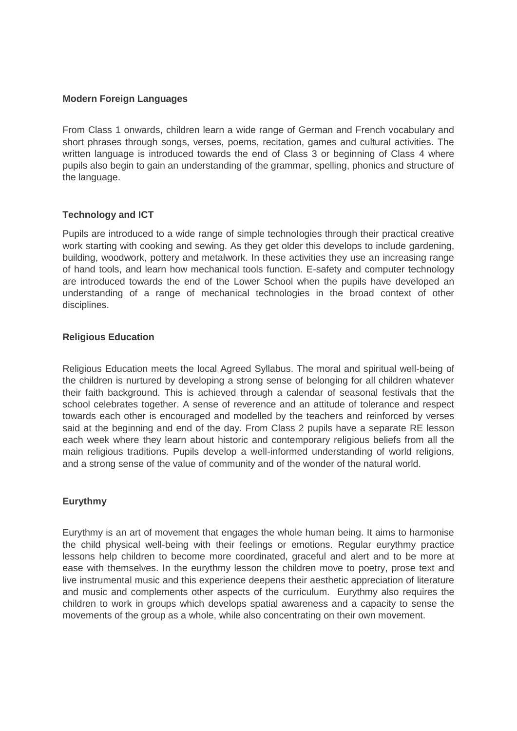**Modern Foreign Languages**

From Class 1 onwards, children learn a wide range of German and French vocabulary and short phrases through songs, verses, poems, recitation, games and cultural activities. The written language is introduced towards the end of Class 3 or beginning of Class 4 where pupils also begin to gain an understanding of the grammar, spelling, phonics and structure of the language.

**Technology and ICT**

Pupils are introduced to a wide range of simple technologies through their practical creative work starting with cooking and sewing. As they get older this develops to include gardening, building, woodwork, pottery and metalwork. In these activities they use an increasing range of hand tools, and learn how mechanical tools function. E-safety and computer technology are introduced towards the end of the Lower School when the pupils have developed an understanding of a range of mechanical technologies in the broad context of other disciplines.

**Religious Education**

Religious Education meets the local Agreed Syllabus. The moral and spiritual well-being of the children is nurtured by developing a strong sense of belonging for all children whatever their faith background. This is achieved through a calendar of seasonal festivals that the school celebrates together. A sense of reverence and an attitude of tolerance and respect towards each other is encouraged and modelled by the teachers and reinforced by verses said at the beginning and end of the day. From Class 2 pupils have a separate RE lesson each week where they learn about historic and contemporary religious beliefs from all the main religious traditions. Pupils develop a well-informed understanding of world religions, and a strong sense of the value of community and of the wonder of the natural world.

**Eurythmy**

Eurythmy is an art of movement that engages the whole human being. It aims to harmonise the child physical well-being with their feelings or emotions. Regular eurythmy practice lessons help children to become more coordinated, graceful and alert and to be more at ease with themselves. In the eurythmy lesson the children move to poetry, prose text and live instrumental music and this experience deepens their aesthetic appreciation of literature and music and complements other aspects of the curriculum. Eurythmy also requires the children to work in groups which develops spatial awareness and a capacity to sense the movements of the group as a whole, while also concentrating on their own movement.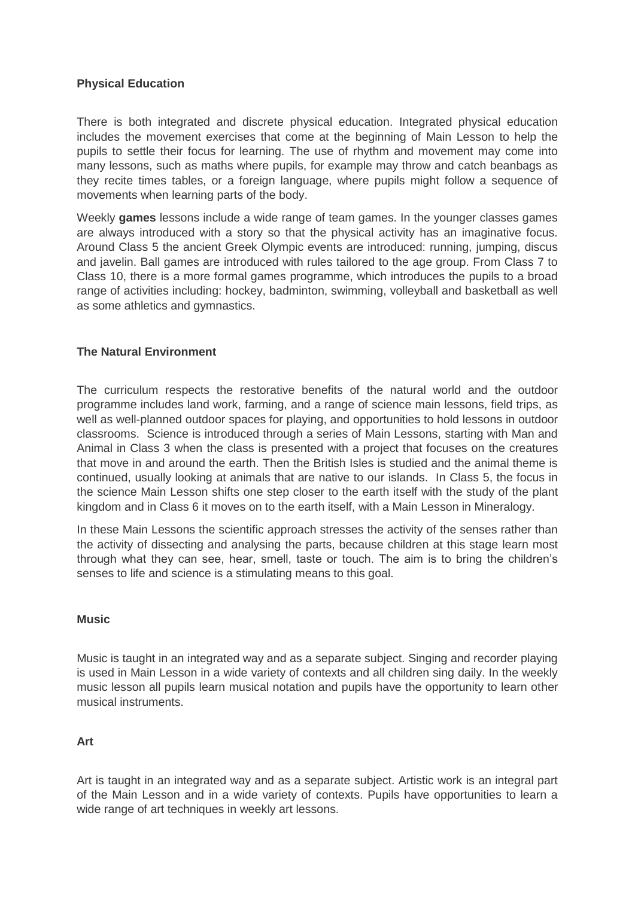**Physical Education**

There is both integrated and discrete physical education. Integrated physical education includes the movement exercises that come at the beginning of Main Lesson to help the pupils to settle their focus for learning. The use of rhythm and movement may come into many lessons, such as maths where pupils, for example may throw and catch beanbags as they recite times tables, or a foreign language, where pupils might follow a sequence of movements when learning parts of the body.

Weekly **games** lessons include a wide range of team games. In the younger classes games are always introduced with a story so that the physical activity has an imaginative focus. Around Class 5 the ancient Greek Olympic events are introduced: running, jumping, discus and javelin. Ball games are introduced with rules tailored to the age group. From Class 7 to Class 10, there is a more formal games programme, which introduces the pupils to a broad range of activities including: hockey, badminton, swimming, volleyball and basketball as well as some athletics and gymnastics.

**The Natural Environment**

The curriculum respects the restorative benefits of the natural world and the outdoor programme includes land work, farming, and a range of science main lessons, field trips, as well as well-planned outdoor spaces for playing, and opportunities to hold lessons in outdoor classrooms. Science is introduced through a series of Main Lessons, starting with Man and Animal in Class 3 when the class is presented with a project that focuses on the creatures that move in and around the earth. Then the British Isles is studied and the animal theme is continued, usually looking at animals that are native to our islands. In Class 5, the focus in the science Main Lesson shifts one step closer to the earth itself with the study of the plant kingdom and in Class 6 it moves on to the earth itself, with a Main Lesson in Mineralogy.

In these Main Lessons the scientific approach stresses the activity of the senses rather than the activity of dissecting and analysing the parts, because children at this stage learn most through what they can see, hear, smell, taste or touch. The aim is to bring the children's senses to life and science is a stimulating means to this goal.

**Music**

Music is taught in an integrated way and as a separate subject. Singing and recorder playing is used in Main Lesson in a wide variety of contexts and all children sing daily. In the weekly music lesson all pupils learn musical notation and pupils have the opportunity to learn other musical instruments.

**Art**

Art is taught in an integrated way and as a separate subject. Artistic work is an integral part of the Main Lesson and in a wide variety of contexts. Pupils have opportunities to learn a wide range of art techniques in weekly art lessons.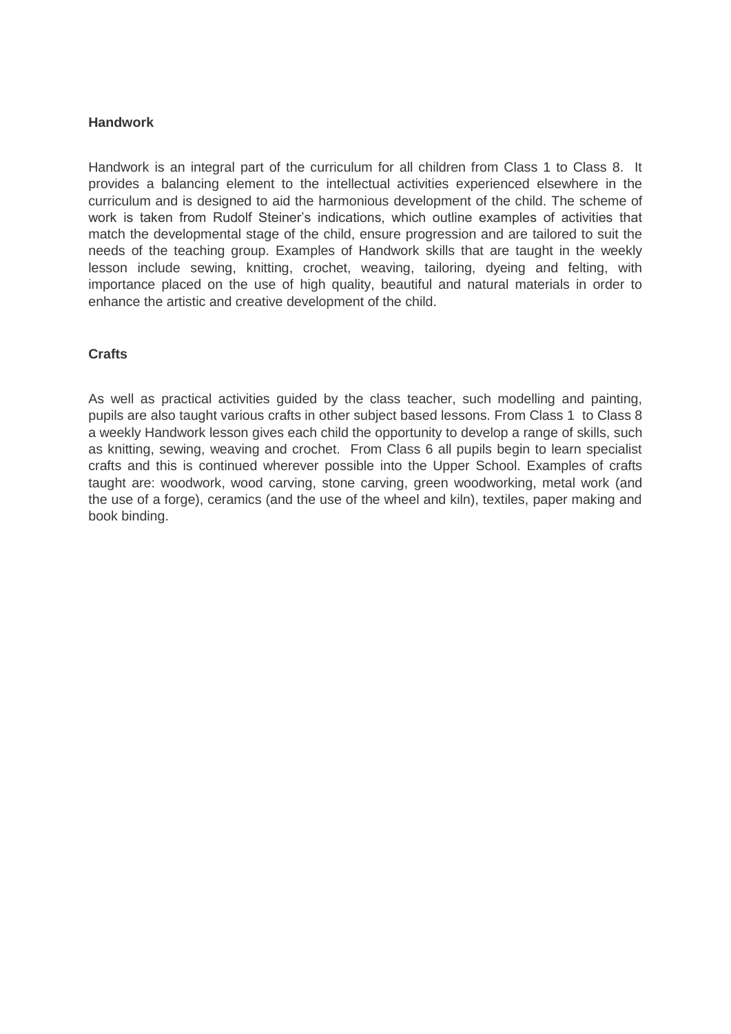**Handwork**

Handwork is an integral part of the curriculum for all children from Class 1 to Class 8. It provides a balancing element to the intellectual activities experienced elsewhere in the curriculum and is designed to aid the harmonious development of the child. The scheme of work is taken from Rudolf Steiner's indications, which outline examples of activities that match the developmental stage of the child, ensure progression and are tailored to suit the needs of the teaching group. Examples of Handwork skills that are taught in the weekly lesson include sewing, knitting, crochet, weaving, tailoring, dyeing and felting, with importance placed on the use of high quality, beautiful and natural materials in order to enhance the artistic and creative development of the child.

**Crafts**

As well as practical activities guided by the class teacher, such modelling and painting, pupils are also taught various crafts in other subject based lessons. From Class 1 to Class 8 a weekly Handwork lesson gives each child the opportunity to develop a range of skills, such as knitting, sewing, weaving and crochet. From Class 6 all pupils begin to learn specialist crafts and this is continued wherever possible into the Upper School. Examples of crafts taught are: woodwork, wood carving, stone carving, green woodworking, metal work (and the use of a forge), ceramics (and the use of the wheel and kiln), textiles, paper making and book binding.